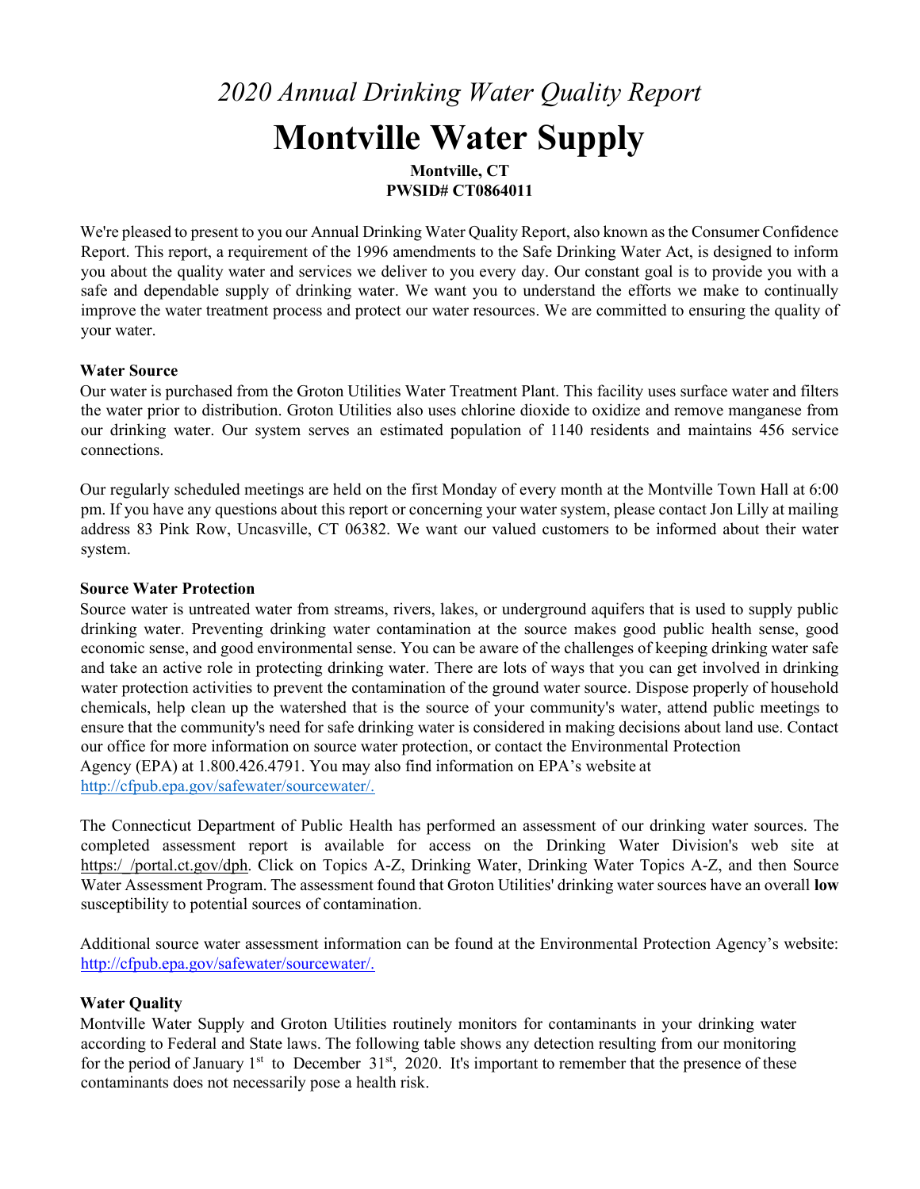*2020 Annual Drinking Water Quality Report*

# Montville Water Supply

**Montville, CT**
**PWSID# CT0864011**

We're pleased to present to you our Annual Drinking Water Quality Report, also known as the Consumer Confidence Report. This report, a requirement of the 1996 amendments to the Safe Drinking Water Act, is designed to inform you about the quality water and services we deliver to you every day. Our constant goal is to provide you with a safe and dependable supply of drinking water. We want you to understand the efforts we make to continually improve the water treatment process and protect our water resources. We are committed to ensuring the quality of your water.

**Water Source**

Our water is purchased from the Groton Utilities Water Treatment Plant. This facility uses surface water and filters the water prior to distribution. Groton Utilities also uses chlorine dioxide to oxidize and remove manganese from our drinking water. Our system serves an estimated population of 1140 residents and maintains 456 service connections.

Our regularly scheduled meetings are held on the first Monday of every month at the Montville Town Hall at 6:00 pm. If you have any questions about this report or concerning your water system, please contact Jon Lilly at mailing address 83 Pink Row, Uncasville, CT 06382. We want our valued customers to be informed about their water system.

**Source Water Protection**

Source water is untreated water from streams, rivers, lakes, or underground aquifers that is used to supply public drinking water. Preventing drinking water contamination at the source makes good public health sense, good economic sense, and good environmental sense. You can be aware of the challenges of keeping drinking water safe and take an active role in protecting drinking water. There are lots of ways that you can get involved in drinking water protection activities to prevent the contamination of the ground water source. Dispose properly of household chemicals, help clean up the watershed that is the source of your community's water, attend public meetings to ensure that the community's need for safe drinking water is considered in making decisions about land use. Contact our office for more information on source water protection, or contact the Environmental Protection Agency (EPA) at 1.800.426.4791. You may also find information on EPA's website at http://cfpub.epa.gov/safewater/sourcewater/.

The Connecticut Department of Public Health has performed an assessment of our drinking water sources. The completed assessment report is available for access on the Drinking Water Division's web site at https:/ /portal.ct.gov/dph. Click on Topics A-Z, Drinking Water, Drinking Water Topics A-Z, and then Source Water Assessment Program. The assessment found that Groton Utilities' drinking water sources have an overall **low** susceptibility to potential sources of contamination.

Additional source water assessment information can be found at the Environmental Protection Agency's website: http://cfpub.epa.gov/safewater/sourcewater/.

**Water Quality**

Montville Water Supply and Groton Utilities routinely monitors for contaminants in your drinking water according to Federal and State laws. The following table shows any detection resulting from our monitoring for the period of January 1st to December 31st, 2020. It's important to remember that the presence of these contaminants does not necessarily pose a health risk.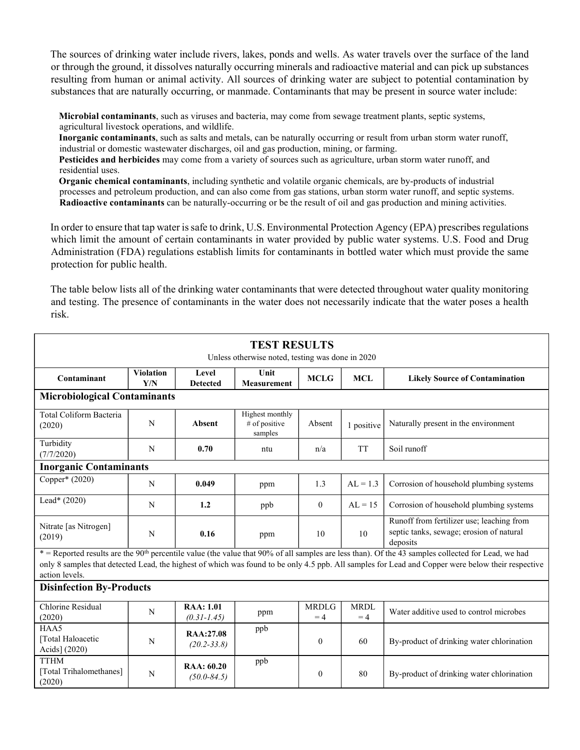The sources of drinking water include rivers, lakes, ponds and wells. As water travels over the surface of the land or through the ground, it dissolves naturally occurring minerals and radioactive material and can pick up substances resulting from human or animal activity. All sources of drinking water are subject to potential contamination by substances that are naturally occurring, or manmade. Contaminants that may be present in source water include:

**Microbial contaminants**, such as viruses and bacteria, may come from sewage treatment plants, septic systems, agricultural livestock operations, and wildlife.
**Inorganic contaminants**, such as salts and metals, can be naturally occurring or result from urban storm water runoff, industrial or domestic wastewater discharges, oil and gas production, mining, or farming.
**Pesticides and herbicides** may come from a variety of sources such as agriculture, urban storm water runoff, and residential uses.
**Organic chemical contaminants**, including synthetic and volatile organic chemicals, are by-products of industrial processes and petroleum production, and can also come from gas stations, urban storm water runoff, and septic systems.
**Radioactive contaminants** can be naturally-occurring or be the result of oil and gas production and mining activities.

In order to ensure that tap water is safe to drink, U.S. Environmental Protection Agency (EPA) prescribes regulations which limit the amount of certain contaminants in water provided by public water systems. U.S. Food and Drug Administration (FDA) regulations establish limits for contaminants in bottled water which must provide the same protection for public health.

The table below lists all of the drinking water contaminants that were detected throughout water quality monitoring and testing. The presence of contaminants in the water does not necessarily indicate that the water poses a health risk.

**TEST RESULTS**

Unless otherwise noted, testing was done in 2020

| Contaminant | Violation Y/N | Level Detected | Unit Measurement | MCLG | MCL | Likely Source of Contamination |
|---|---|---|---|---|---|---|
| **Microbiological Contaminants** | | | | | | |
| Total Coliform Bacteria (2020) | N | **Absent** | Highest monthly # of positive samples | Absent | 1 positive | Naturally present in the environment |
| Turbidity (7/7/2020) | N | **0.70** | ntu | n/a | TT | Soil runoff |
| **Inorganic Contaminants** | | | | | | |
| Copper* (2020) | N | **0.049** | ppm | 1.3 | AL = 1.3 | Corrosion of household plumbing systems |
| Lead* (2020) | N | **1.2** | ppb | 0 | AL = 15 | Corrosion of household plumbing systems |
| Nitrate [as Nitrogen] (2019) | N | **0.16** | ppm | 10 | 10 | Runoff from fertilizer use; leaching from septic tanks, sewage; erosion of natural deposits |
| * = Reported results are the 90th percentile value (the value that 90% of all samples are less than). Of the 43 samples collected for Lead, we had only 8 samples that detected Lead, the highest of which was found to be only 4.5 ppb. All samples for Lead and Copper were below their respective action levels. | | | | | | |
| **Disinfection By-Products** | | | | | | |
| Chlorine Residual (2020) | N | **RAA: 1.01** *(0.31-1.45)* | ppm | MRDLG = 4 | MRDL = 4 | Water additive used to control microbes |
| HAA5 [Total Haloacetic Acids] (2020) | N | **RAA:27.08** *(20.2-33.8)* | ppb | 0 | 60 | By-product of drinking water chlorination |
| TTHM [Total Trihalomethanes] (2020) | N | **RAA: 60.20** *(50.0-84.5)* | ppb | 0 | 80 | By-product of drinking water chlorination |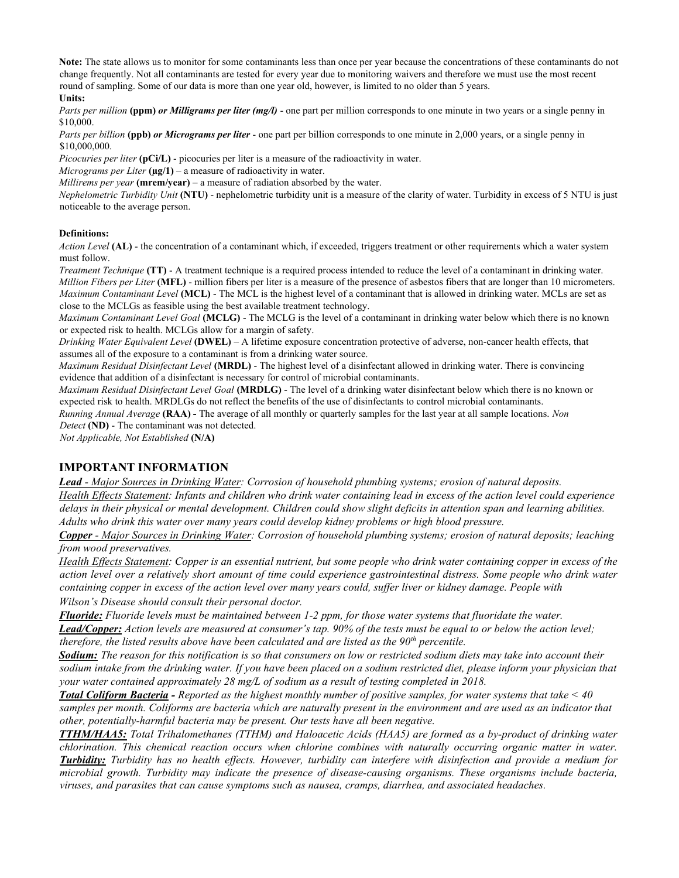**Note:** The state allows us to monitor for some contaminants less than once per year because the concentrations of these contaminants do not change frequently. Not all contaminants are tested for every year due to monitoring waivers and therefore we must use the most recent round of sampling. Some of our data is more than one year old, however, is limited to no older than 5 years.

**Units:**

*Parts per million* **(ppm)** ***or Milligrams per liter (mg/l)*** - one part per million corresponds to one minute in two years or a single penny in $10,000.

*Parts per billion* **(ppb)** ***or Micrograms per liter*** - one part per billion corresponds to one minute in 2,000 years, or a single penny in $10,000,000.

*Picocuries per liter* **(pCi/L)** - picocuries per liter is a measure of the radioactivity in water.

*Micrograms per Liter* **(μg/1)** – a measure of radioactivity in water.

*Millirems per year* **(mrem/year)** – a measure of radiation absorbed by the water.

*Nephelometric Turbidity Unit* **(NTU)** - nephelometric turbidity unit is a measure of the clarity of water. Turbidity in excess of 5 NTU is just noticeable to the average person.

**Definitions:**

*Action Level* **(AL)** - the concentration of a contaminant which, if exceeded, triggers treatment or other requirements which a water system must follow.

*Treatment Technique* **(TT)** - A treatment technique is a required process intended to reduce the level of a contaminant in drinking water.

*Million Fibers per Liter* **(MFL)** - million fibers per liter is a measure of the presence of asbestos fibers that are longer than 10 micrometers.

*Maximum Contaminant Level* **(MCL)** - The MCL is the highest level of a contaminant that is allowed in drinking water. MCLs are set as close to the MCLGs as feasible using the best available treatment technology.

*Maximum Contaminant Level Goal* **(MCLG)** - The MCLG is the level of a contaminant in drinking water below which there is no known or expected risk to health. MCLGs allow for a margin of safety.

*Drinking Water Equivalent Level* **(DWEL)** – A lifetime exposure concentration protective of adverse, non-cancer health effects, that assumes all of the exposure to a contaminant is from a drinking water source.

*Maximum Residual Disinfectant Level* **(MRDL)** - The highest level of a disinfectant allowed in drinking water. There is convincing evidence that addition of a disinfectant is necessary for control of microbial contaminants.

*Maximum Residual Disinfectant Level Goal* **(MRDLG)** - The level of a drinking water disinfectant below which there is no known or expected risk to health. MRDLGs do not reflect the benefits of the use of disinfectants to control microbial contaminants.

*Running Annual Average* **(RAA) -** The average of all monthly or quarterly samples for the last year at all sample locations. *Non Detect* **(ND)** - The contaminant was not detected.

*Not Applicable, Not Established* **(N/A)**

## IMPORTANT INFORMATION

***Lead** - Major Sources in Drinking Water: Corrosion of household plumbing systems; erosion of natural deposits.*

*Health Effects Statement: Infants and children who drink water containing lead in excess of the action level could experience delays in their physical or mental development. Children could show slight deficits in attention span and learning abilities. Adults who drink this water over many years could develop kidney problems or high blood pressure.*

***Copper** - Major Sources in Drinking Water: Corrosion of household plumbing systems; erosion of natural deposits; leaching from wood preservatives.*

*Health Effects Statement: Copper is an essential nutrient, but some people who drink water containing copper in excess of the action level over a relatively short amount of time could experience gastrointestinal distress. Some people who drink water containing copper in excess of the action level over many years could, suffer liver or kidney damage. People with Wilson's Disease should consult their personal doctor.*

***Fluoride:** Fluoride levels must be maintained between 1-2 ppm, for those water systems that fluoridate the water.*

***Lead/Copper:** Action levels are measured at consumer's tap. 90% of the tests must be equal to or below the action level; therefore, the listed results above have been calculated and are listed as the 90th percentile.*

***Sodium:** The reason for this notification is so that consumers on low or restricted sodium diets may take into account their sodium intake from the drinking water. If you have been placed on a sodium restricted diet, please inform your physician that your water contained approximately 28 mg/L of sodium as a result of testing completed in 2018.*

***Total Coliform Bacteria -** Reported as the highest monthly number of positive samples, for water systems that take < 40 samples per month. Coliforms are bacteria which are naturally present in the environment and are used as an indicator that other, potentially-harmful bacteria may be present. Our tests have all been negative.*

***TTHM/HAA5:** Total Trihalomethanes (TTHM) and Haloacetic Acids (HAA5) are formed as a by-product of drinking water chlorination. This chemical reaction occurs when chlorine combines with naturally occurring organic matter in water.*

***Turbidity:** Turbidity has no health effects. However, turbidity can interfere with disinfection and provide a medium for microbial growth. Turbidity may indicate the presence of disease-causing organisms. These organisms include bacteria, viruses, and parasites that can cause symptoms such as nausea, cramps, diarrhea, and associated headaches.*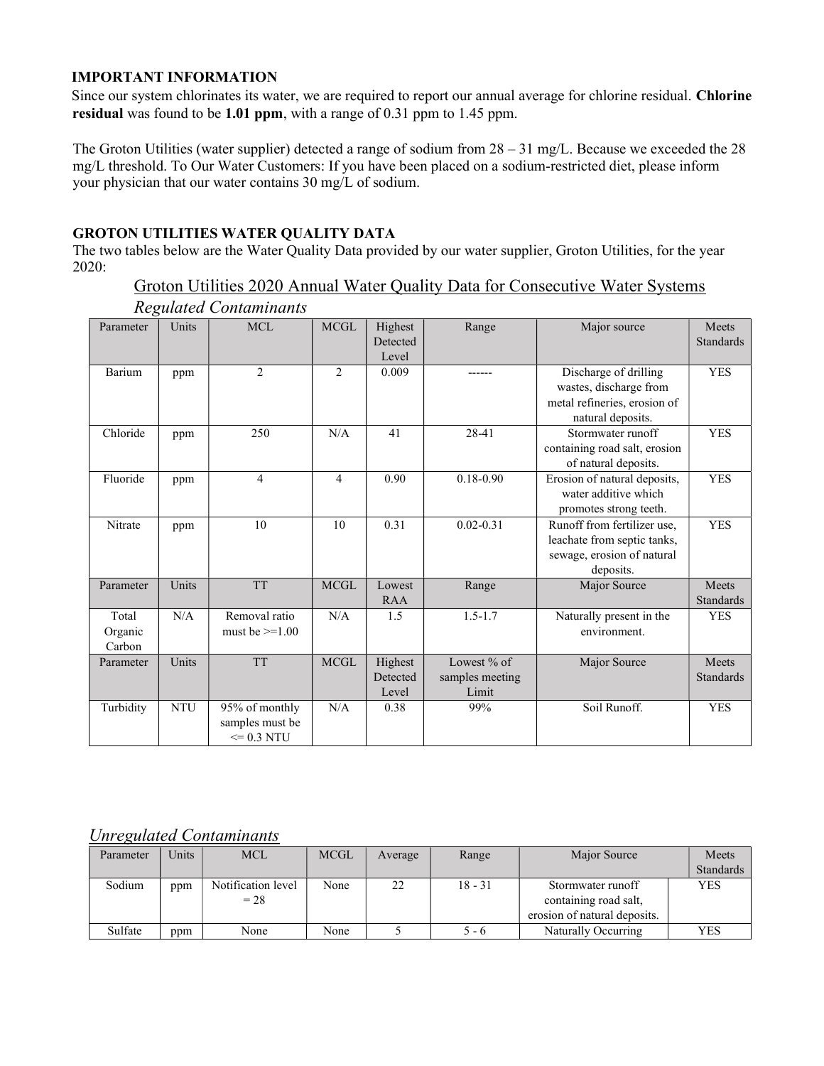**IMPORTANT INFORMATION**

Since our system chlorinates its water, we are required to report our annual average for chlorine residual. **Chlorine residual** was found to be **1.01 ppm**, with a range of 0.31 ppm to 1.45 ppm.

The Groton Utilities (water supplier) detected a range of sodium from 28 – 31 mg/L. Because we exceeded the 28 mg/L threshold. To Our Water Customers: If you have been placed on a sodium-restricted diet, please inform your physician that our water contains 30 mg/L of sodium.

**GROTON UTILITIES WATER QUALITY DATA**

The two tables below are the Water Quality Data provided by our water supplier, Groton Utilities, for the year 2020:

## Groton Utilities 2020 Annual Water Quality Data for Consecutive Water Systems

### *Regulated Contaminants*

| Parameter | Units | MCL | MCGL | Highest Detected Level | Range | Major source | Meets Standards |
|---|---|---|---|---|---|---|---|
| Barium | ppm | 2 | 2 | 0.009 | ------ | Discharge of drilling wastes, discharge from metal refineries, erosion of natural deposits. | YES |
| Chloride | ppm | 250 | N/A | 41 | 28-41 | Stormwater runoff containing road salt, erosion of natural deposits. | YES |
| Fluoride | ppm | 4 | 4 | 0.90 | 0.18-0.90 | Erosion of natural deposits, water additive which promotes strong teeth. | YES |
| Nitrate | ppm | 10 | 10 | 0.31 | 0.02-0.31 | Runoff from fertilizer use, leachate from septic tanks, sewage, erosion of natural deposits. | YES |
| **Parameter** | **Units** | **TT** | **MCGL** | **Lowest RAA** | **Range** | **Major Source** | **Meets Standards** |
| Total Organic Carbon | N/A | Removal ratio must be >=1.00 | N/A | 1.5 | 1.5-1.7 | Naturally present in the environment. | YES |
| **Parameter** | **Units** | **TT** | **MCGL** | **Highest Detected Level** | **Lowest % of samples meeting Limit** | **Major Source** | **Meets Standards** |
| Turbidity | NTU | 95% of monthly samples must be <= 0.3 NTU | N/A | 0.38 | 99% | Soil Runoff. | YES |

### *Unregulated Contaminants*

| Parameter | Units | MCL | MCGL | Average | Range | Major Source | Meets Standards |
|---|---|---|---|---|---|---|---|
| Sodium | ppm | Notification level = 28 | None | 22 | 18 - 31 | Stormwater runoff containing road salt, erosion of natural deposits. | YES |
| Sulfate | ppm | None | None | 5 | 5 - 6 | Naturally Occurring | YES |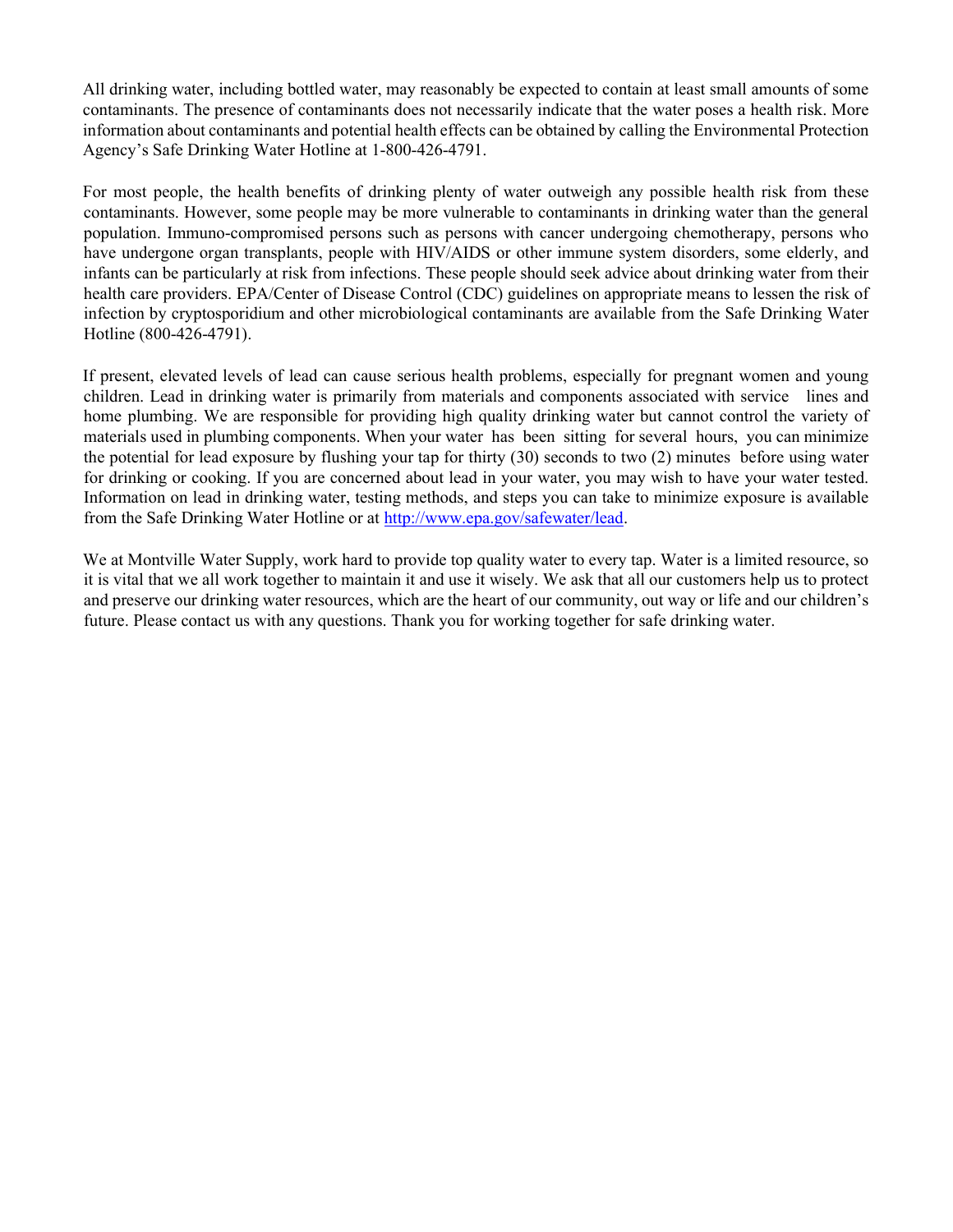All drinking water, including bottled water, may reasonably be expected to contain at least small amounts of some contaminants. The presence of contaminants does not necessarily indicate that the water poses a health risk. More information about contaminants and potential health effects can be obtained by calling the Environmental Protection Agency's Safe Drinking Water Hotline at 1-800-426-4791.

For most people, the health benefits of drinking plenty of water outweigh any possible health risk from these contaminants. However, some people may be more vulnerable to contaminants in drinking water than the general population. Immuno-compromised persons such as persons with cancer undergoing chemotherapy, persons who have undergone organ transplants, people with HIV/AIDS or other immune system disorders, some elderly, and infants can be particularly at risk from infections. These people should seek advice about drinking water from their health care providers. EPA/Center of Disease Control (CDC) guidelines on appropriate means to lessen the risk of infection by cryptosporidium and other microbiological contaminants are available from the Safe Drinking Water Hotline (800-426-4791).

If present, elevated levels of lead can cause serious health problems, especially for pregnant women and young children. Lead in drinking water is primarily from materials and components associated with service lines and home plumbing. We are responsible for providing high quality drinking water but cannot control the variety of materials used in plumbing components. When your water has been sitting for several hours, you can minimize the potential for lead exposure by flushing your tap for thirty (30) seconds to two (2) minutes before using water for drinking or cooking. If you are concerned about lead in your water, you may wish to have your water tested. Information on lead in drinking water, testing methods, and steps you can take to minimize exposure is available from the Safe Drinking Water Hotline or at [http://www.epa.gov/safewater/lead](http://www.epa.gov/safewater/lead).

We at Montville Water Supply, work hard to provide top quality water to every tap. Water is a limited resource, so it is vital that we all work together to maintain it and use it wisely. We ask that all our customers help us to protect and preserve our drinking water resources, which are the heart of our community, out way or life and our children's future. Please contact us with any questions. Thank you for working together for safe drinking water.